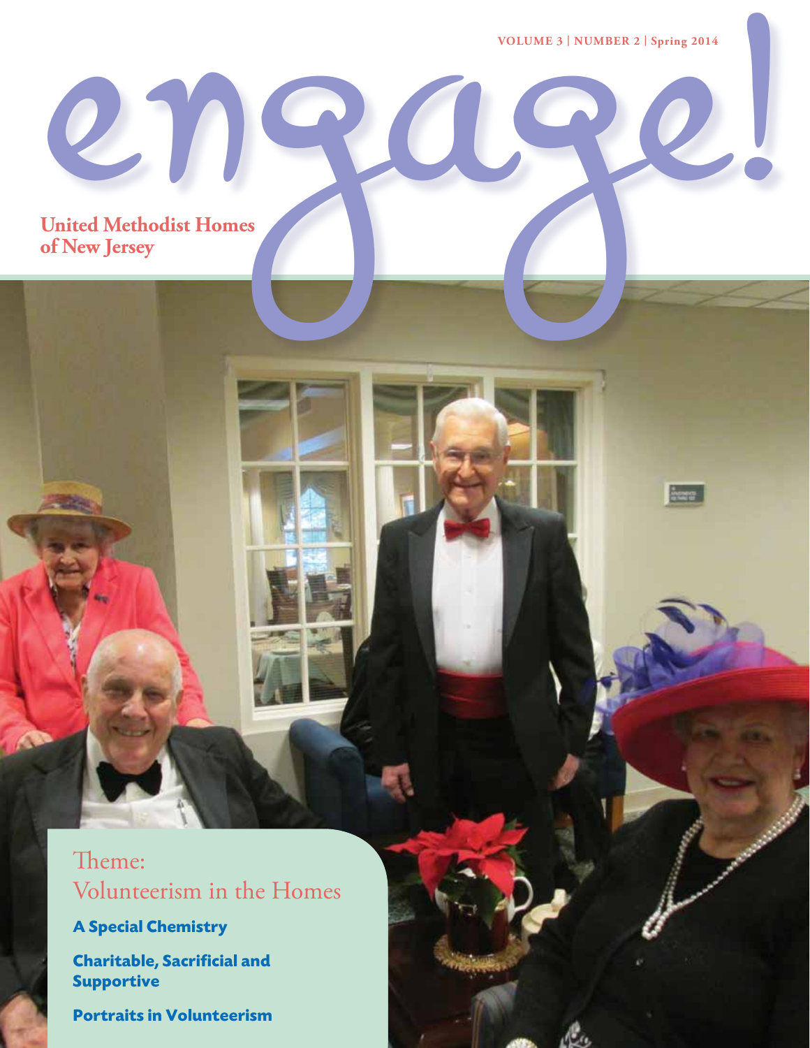VOLUME 3 | NUMBER 2 | Spring 2014

# engage!

United Methodist Homes of New Jersey

## Theme: Volunteerism in the Homes

**A Special Chemistry**

**Charitable, Sacrificial and Supportive**

**Portraits in Volunteerism**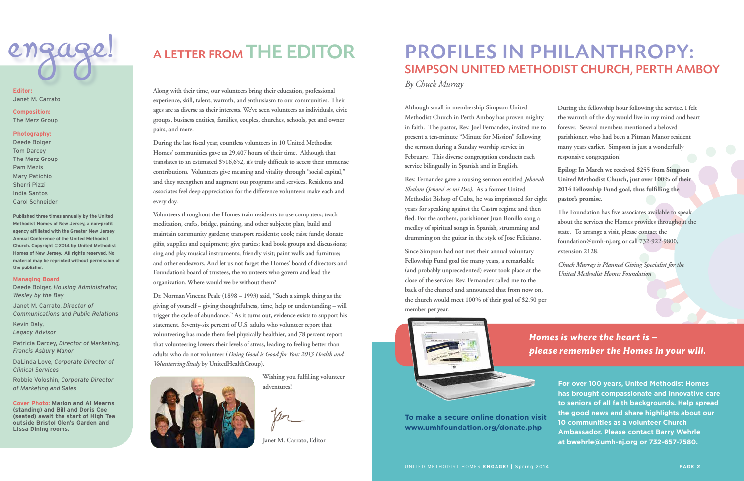# engage!

**Editor:**
Janet M. Carrato

**Composition:**
The Merz Group

**Photography:**
Deede Bolger
Tom Darcey
The Merz Group
Pam Mezis
Mary Patichio
Sherri Pizzi
India Santos
Carol Schneider

**Published three times annually by the United Methodist Homes of New Jersey, a non-profit agency affiliated with the Greater New Jersey Annual Conference of the United Methodist Church. Copyright ©2014 by United Methodist Homes of New Jersey. All rights reserved. No material may be reprinted without permission of the publisher.**

**Managing Board**

Deede Bolger, *Housing Administrator, Wesley by the Bay*

Janet M. Carrato, *Director of Communications and Public Relations*

Kevin Daly, *Legacy Advisor*

Patricia Darcey, *Director of Marketing, Francis Asbury Manor*

DaLinda Love, *Corporate Director of Clinical Services*

Robbie Voloshin, *Corporate Director of Marketing and Sales*

**Cover Photo: Marion and Al Mearns (standing) and Bill and Doris Coe (seated) await the start of High Tea outside Bristol Glen's Garden and Lissa Dining rooms.**

## A LETTER FROM THE EDITOR

Along with their time, our volunteers bring their education, professional experience, skill, talent, warmth, and enthusiasm to our communities. Their ages are as diverse as their interests. We've seen volunteers as individuals, civic groups, business entities, families, couples, churches, schools, pet and owner pairs, and more.

During the last fiscal year, countless volunteers in 10 United Methodist Homes' communities gave us 29,407 hours of their time. Although that translates to an estimated $516,652, it's truly difficult to access their immense contributions. Volunteers give meaning and vitality through "social capital," and they strengthen and augment our programs and services. Residents and associates feel deep appreciation for the difference volunteers make each and every day.

Volunteers throughout the Homes train residents to use computers; teach meditation, crafts, bridge, painting, and other subjects; plan, build and maintain community gardens; transport residents; cook; raise funds; donate gifts, supplies and equipment; give parties; lead book groups and discussions; sing and play musical instruments; friendly visit; paint walls and furniture; and other endeavors. And let us not forget the Homes' board of directors and Foundation's board of trustees, the volunteers who govern and lead the organization. Where would we be without them?

Dr. Norman Vincent Peale (1898 – 1993) said, "Such a simple thing as the giving of yourself – giving thoughtfulness, time, help or understanding – will trigger the cycle of abundance." As it turns out, evidence exists to support his statement. Seventy-six percent of U.S. adults who volunteer report that volunteering has made them feel physically healthier, and 78 percent report that volunteering lowers their levels of stress, leading to feeling better than adults who do not volunteer (*Doing Good is Good for You: 2013 Health and Volunteering Study* by UnitedHealthGroup).

Wishing you fulfilling volunteer adventures!

Janet M. Carrato, Editor

# PROFILES IN PHILANTHROPY:
## SIMPSON UNITED METHODIST CHURCH, PERTH AMBOY

*By Chuck Murray*

Although small in membership Simpson United Methodist Church in Perth Amboy has proven mighty in faith. The pastor, Rev. Joel Fernandez, invited me to present a ten-minute "Minute for Mission" following the sermon during a Sunday worship service in February. This diverse congregation conducts each service bilingually in Spanish and in English.

Rev. Fernandez gave a rousing sermon entitled *Jehovah Shalom (Jehova' es mi Paz).* As a former United Methodist Bishop of Cuba, he was imprisoned for eight years for speaking against the Castro regime and then fled. For the anthem, parishioner Juan Bonillo sang a medley of spiritual songs in Spanish, strumming and drumming on the guitar in the style of Jose Feliciano.

Since Simpson had not met their annual voluntary Fellowship Fund goal for many years, a remarkable (and probably unprecedented) event took place at the close of the service: Rev. Fernandez called me to the back of the chancel and announced that from now on, the church would meet 100% of their goal of $2.50 per member per year.

During the fellowship hour following the service, I felt the warmth of the day would live in my mind and heart forever. Several members mentioned a beloved parishioner, who had been a Pitman Manor resident many years earlier. Simpson is just a wonderfully responsive congregation!

**Epilog: In March we received $255 from Simpson United Methodist Church, just over 100% of their 2014 Fellowship Fund goal, thus fulfilling the pastor's promise.**

The Foundation has five associates available to speak about the services the Homes provides throughout the state. To arrange a visit, please contact the foundation@umh-nj.org or call 732-922-9800, extension 2128.

*Chuck Murray is Planned Giving Specialist for the United Methodist Homes Foundation*

***Homes is where the heart is – please remember the Homes in your will.***

**To make a secure online donation visit www.umhfoundation.org/donate.php**

**For over 100 years, United Methodist Homes has brought compassionate and innovative care to seniors of all faith backgrounds. Help spread the good news and share highlights about our 10 communities as a volunteer Church Ambassador. Please contact Barry Wehrle at bwehrle@umh-nj.org or 732-657-7580.**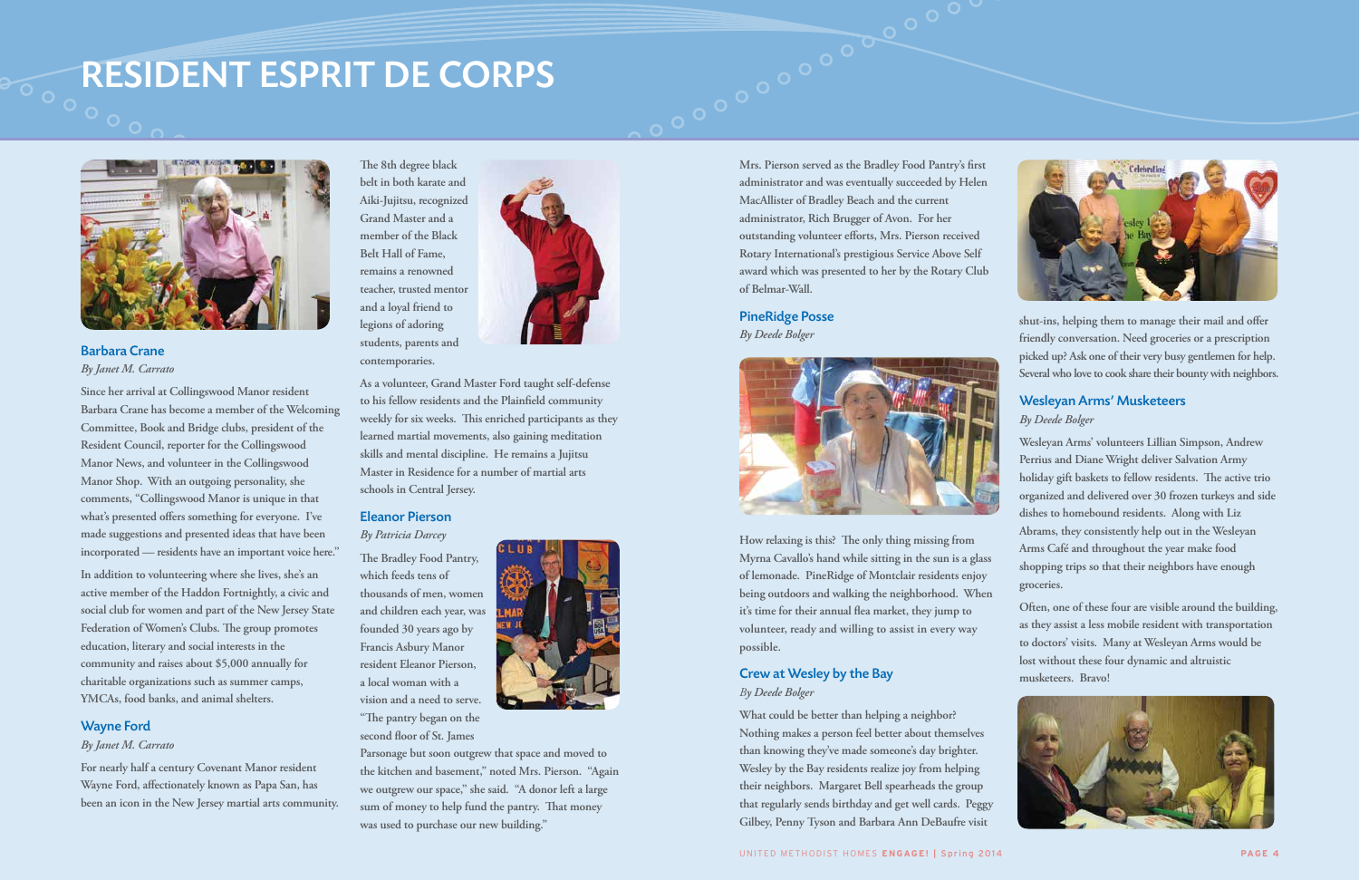# RESIDENT ESPRIT DE CORPS

## Barbara Crane

*By Janet M. Carrato*

Since her arrival at Collingswood Manor resident Barbara Crane has become a member of the Welcoming Committee, Book and Bridge clubs, president of the Resident Council, reporter for the Collingswood Manor News, and volunteer in the Collingswood Manor Shop. With an outgoing personality, she comments, "Collingswood Manor is unique in that what's presented offers something for everyone. I've made suggestions and presented ideas that have been incorporated — residents have an important voice here."

In addition to volunteering where she lives, she's an active member of the Haddon Fortnightly, a civic and social club for women and part of the New Jersey State Federation of Women's Clubs. The group promotes education, literary and social interests in the community and raises about $5,000 annually for charitable organizations such as summer camps, YMCAs, food banks, and animal shelters.

## Wayne Ford

*By Janet M. Carrato*

For nearly half a century Covenant Manor resident Wayne Ford, affectionately known as Papa San, has been an icon in the New Jersey martial arts community. The 8th degree black belt in both karate and Aiki-Jujitsu, recognized Grand Master and a member of the Black Belt Hall of Fame, remains a renowned teacher, trusted mentor and a loyal friend to legions of adoring students, parents and contemporaries.

As a volunteer, Grand Master Ford taught self-defense to his fellow residents and the Plainfield community weekly for six weeks. This enriched participants as they learned martial movements, also gaining meditation skills and mental discipline. He remains a Jujitsu Master in Residence for a number of martial arts schools in Central Jersey.

## Eleanor Pierson

*By Patricia Darcey*

The Bradley Food Pantry, which feeds tens of thousands of men, women and children each year, was founded 30 years ago by Francis Asbury Manor resident Eleanor Pierson, a local woman with a vision and a need to serve. "The pantry began on the second floor of St. James Parsonage but soon outgrew that space and moved to the kitchen and basement," noted Mrs. Pierson. "Again we outgrew our space," she said. "A donor left a large sum of money to help fund the pantry. That money was used to purchase our new building."

Mrs. Pierson served as the Bradley Food Pantry's first administrator and was eventually succeeded by Helen MacAllister of Bradley Beach and the current administrator, Rich Brugger of Avon. For her outstanding volunteer efforts, Mrs. Pierson received Rotary International's prestigious Service Above Self award which was presented to her by the Rotary Club of Belmar-Wall.

## PineRidge Posse

*By Deede Bolger*

How relaxing is this? The only thing missing from Myrna Cavallo's hand while sitting in the sun is a glass of lemonade. PineRidge of Montclair residents enjoy being outdoors and walking the neighborhood. When it's time for their annual flea market, they jump to volunteer, ready and willing to assist in every way possible.

## Crew at Wesley by the Bay

*By Deede Bolger*

What could be better than helping a neighbor? Nothing makes a person feel better about themselves than knowing they've made someone's day brighter. Wesley by the Bay residents realize joy from helping their neighbors. Margaret Bell spearheads the group that regularly sends birthday and get well cards. Peggy Gilbey, Penny Tyson and Barbara Ann DeBaufre visit shut-ins, helping them to manage their mail and offer friendly conversation. Need groceries or a prescription picked up? Ask one of their very busy gentlemen for help. Several who love to cook share their bounty with neighbors.

## Wesleyan Arms' Musketeers

*By Deede Bolger*

Wesleyan Arms' volunteers Lillian Simpson, Andrew Perrius and Diane Wright deliver Salvation Army holiday gift baskets to fellow residents. The active trio organized and delivered over 30 frozen turkeys and side dishes to homebound residents. Along with Liz Abrams, they consistently help out in the Wesleyan Arms Café and throughout the year make food shopping trips so that their neighbors have enough groceries.

Often, one of these four are visible around the building, as they assist a less mobile resident with transportation to doctors' visits. Many at Wesleyan Arms would be lost without these four dynamic and altruistic musketeers. Bravo!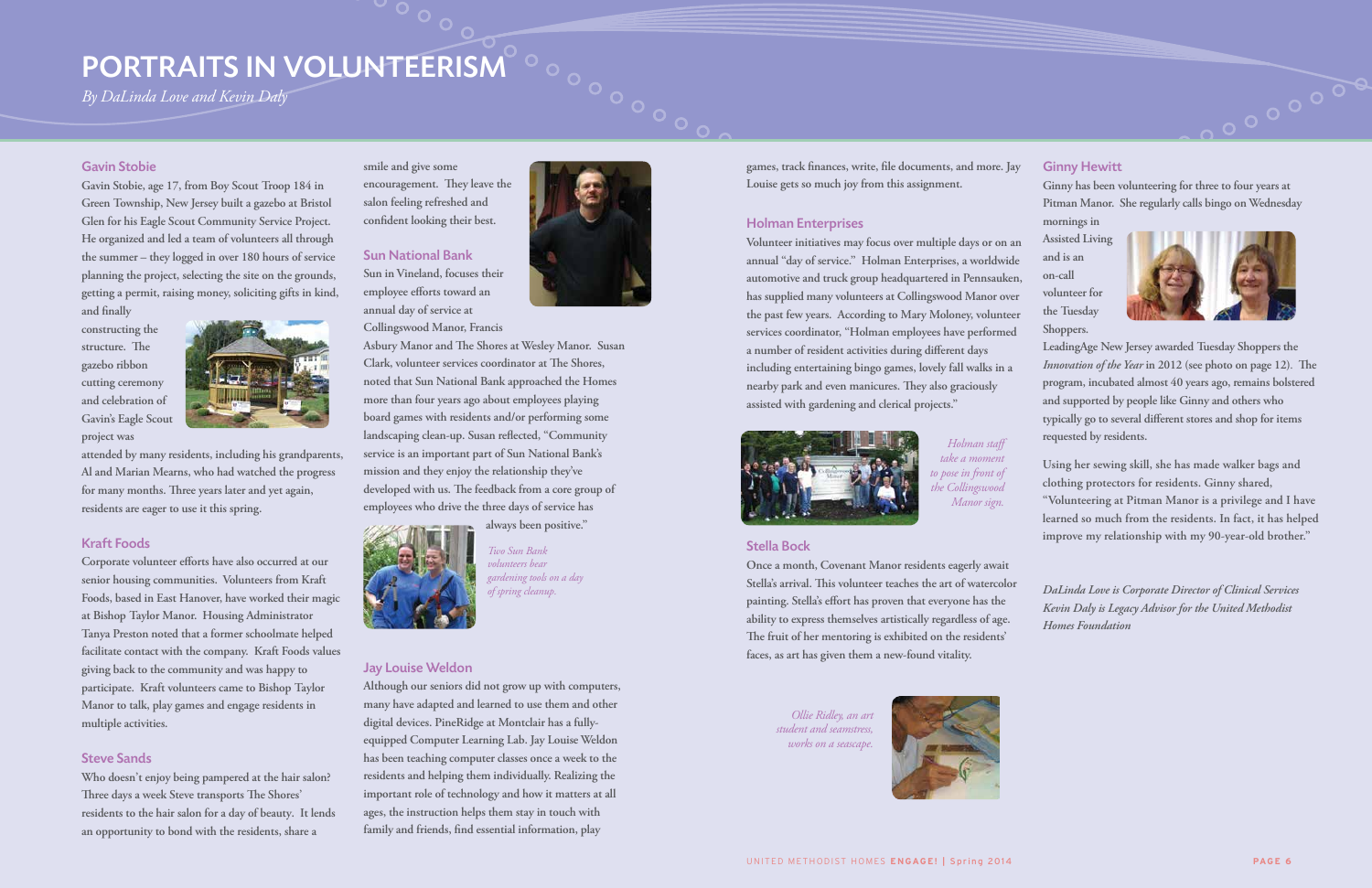# PORTRAITS IN VOLUNTEERISM

*By DaLinda Love and Kevin Daly*

## Gavin Stobie

Gavin Stobie, age 17, from Boy Scout Troop 184 in Green Township, New Jersey built a gazebo at Bristol Glen for his Eagle Scout Community Service Project. He organized and led a team of volunteers all through the summer – they logged in over 180 hours of service planning the project, selecting the site on the grounds, getting a permit, raising money, soliciting gifts in kind, and finally constructing the structure. The gazebo ribbon cutting ceremony and celebration of Gavin's Eagle Scout project was attended by many residents, including his grandparents, Al and Marian Mearns, who had watched the progress for many months. Three years later and yet again, residents are eager to use it this spring.

## Kraft Foods

Corporate volunteer efforts have also occurred at our senior housing communities. Volunteers from Kraft Foods, based in East Hanover, have worked their magic at Bishop Taylor Manor. Housing Administrator Tanya Preston noted that a former schoolmate helped facilitate contact with the company. Kraft Foods values giving back to the community and was happy to participate. Kraft volunteers came to Bishop Taylor Manor to talk, play games and engage residents in multiple activities.

## Steve Sands

Who doesn't enjoy being pampered at the hair salon? Three days a week Steve transports The Shores' residents to the hair salon for a day of beauty. It lends an opportunity to bond with the residents, share a smile and give some encouragement. They leave the salon feeling refreshed and confident looking their best.

## Sun National Bank

Sun in Vineland, focuses their employee efforts toward an annual day of service at Collingswood Manor, Francis Asbury Manor and The Shores at Wesley Manor. Susan Clark, volunteer services coordinator at The Shores, noted that Sun National Bank approached the Homes more than four years ago about employees playing board games with residents and/or performing some landscaping clean-up. Susan reflected, "Community service is an important part of Sun National Bank's mission and they enjoy the relationship they've developed with us. The feedback from a core group of employees who drive the three days of service has always been positive."

*Two Sun Bank volunteers bear gardening tools on a day of spring cleanup.*

## Jay Louise Weldon

Although our seniors did not grow up with computers, many have adapted and learned to use them and other digital devices. PineRidge at Montclair has a fully-equipped Computer Learning Lab. Jay Louise Weldon has been teaching computer classes once a week to the residents and helping them individually. Realizing the important role of technology and how it matters at all ages, the instruction helps them stay in touch with family and friends, find essential information, play games, track finances, write, file documents, and more. Jay Louise gets so much joy from this assignment.

## Holman Enterprises

Volunteer initiatives may focus over multiple days or on an annual "day of service." Holman Enterprises, a worldwide automotive and truck group headquartered in Pennsauken, has supplied many volunteers at Collingswood Manor over the past few years. According to Mary Moloney, volunteer services coordinator, "Holman employees have performed a number of resident activities during different days including entertaining bingo games, lovely fall walks in a nearby park and even manicures. They also graciously assisted with gardening and clerical projects."

*Holman staff take a moment to pose in front of the Collingswood Manor sign.*

## Stella Bock

Once a month, Covenant Manor residents eagerly await Stella's arrival. This volunteer teaches the art of watercolor painting. Stella's effort has proven that everyone has the ability to express themselves artistically regardless of age. The fruit of her mentoring is exhibited on the residents' faces, as art has given them a new-found vitality.

*Ollie Ridley, an art student and seamstress, works on a seascape.*

## Ginny Hewitt

Ginny has been volunteering for three to four years at Pitman Manor. She regularly calls bingo on Wednesday mornings in Assisted Living and is an on-call volunteer for the Tuesday Shoppers. LeadingAge New Jersey awarded Tuesday Shoppers the *Innovation of the Year* in 2012 (see photo on page 12). The program, incubated almost 40 years ago, remains bolstered and supported by people like Ginny and others who typically go to several different stores and shop for items requested by residents.

Using her sewing skill, she has made walker bags and clothing protectors for residents. Ginny shared, "Volunteering at Pitman Manor is a privilege and I have learned so much from the residents. In fact, it has helped improve my relationship with my 90-year-old brother."

*DaLinda Love is Corporate Director of Clinical Services*
*Kevin Daly is Legacy Advisor for the United Methodist Homes Foundation*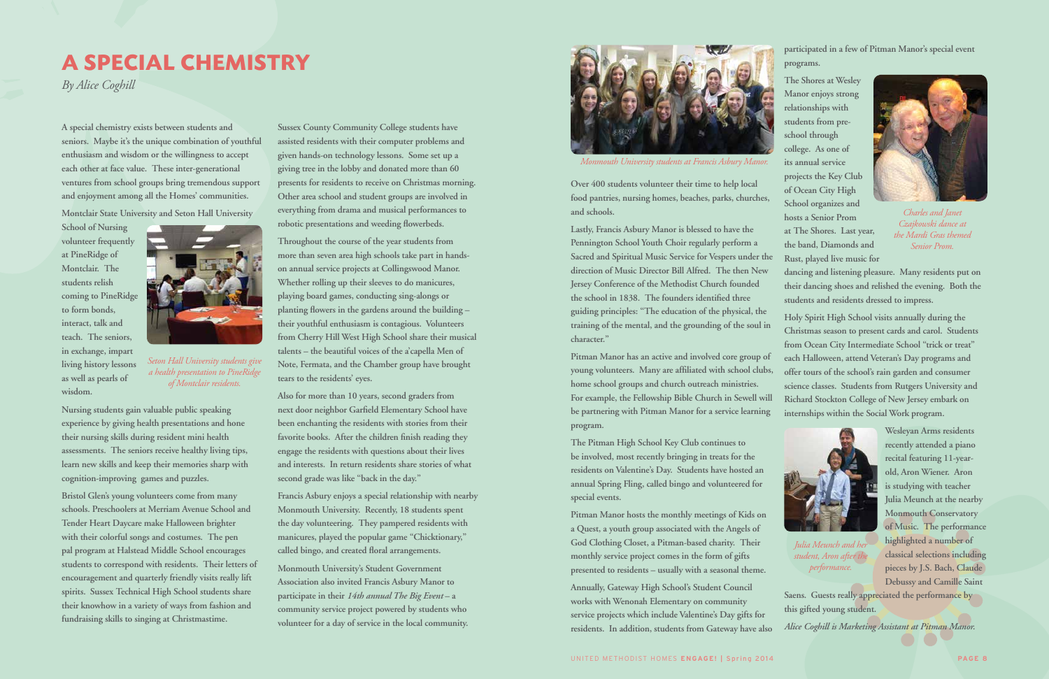# A SPECIAL CHEMISTRY

*By Alice Coghill*

A special chemistry exists between students and seniors. Maybe it's the unique combination of youthful enthusiasm and wisdom or the willingness to accept each other at face value. These inter-generational ventures from school groups bring tremendous support and enjoyment among all the Homes' communities.

Montclair State University and Seton Hall University School of Nursing volunteer frequently at PineRidge of Montclair. The students relish coming to PineRidge to form bonds, interact, talk and teach. The seniors, in exchange, impart living history lessons as well as pearls of wisdom.

*Seton Hall University students give a health presentation to PineRidge of Montclair residents.*

Nursing students gain valuable public speaking experience by giving health presentations and hone their nursing skills during resident mini health assessments. The seniors receive healthy living tips, learn new skills and keep their memories sharp with cognition-improving games and puzzles.

Bristol Glen's young volunteers come from many schools. Preschoolers at Merriam Avenue School and Tender Heart Daycare make Halloween brighter with their colorful songs and costumes. The pen pal program at Halstead Middle School encourages students to correspond with residents. Their letters of encouragement and quarterly friendly visits really lift spirits. Sussex Technical High School students share their knowhow in a variety of ways from fashion and fundraising skills to singing at Christmastime.

Sussex County Community College students have assisted residents with their computer problems and given hands-on technology lessons. Some set up a giving tree in the lobby and donated more than 60 presents for residents to receive on Christmas morning. Other area school and student groups are involved in everything from drama and musical performances to robotic presentations and weeding flowerbeds.

Throughout the course of the year students from more than seven area high schools take part in hands-on annual service projects at Collingswood Manor. Whether rolling up their sleeves to do manicures, playing board games, conducting sing-alongs or planting flowers in the gardens around the building – their youthful enthusiasm is contagious. Volunteers from Cherry Hill West High School share their musical talents – the beautiful voices of the a'capella Men of Note, Fermata, and the Chamber group have brought tears to the residents' eyes.

Also for more than 10 years, second graders from next door neighbor Garfield Elementary School have been enchanting the residents with stories from their favorite books. After the children finish reading they engage the residents with questions about their lives and interests. In return residents share stories of what second grade was like "back in the day."

Francis Asbury enjoys a special relationship with nearby Monmouth University. Recently, 18 students spent the day volunteering. They pampered residents with manicures, played the popular game "Chicktionary," called bingo, and created floral arrangements.

Monmouth University's Student Government Association also invited Francis Asbury Manor to participate in their *14th annual The Big Event* – a community service project powered by students who volunteer for a day of service in the local community.

*Monmouth University students at Francis Asbury Manor.*

Over 400 students volunteer their time to help local food pantries, nursing homes, beaches, parks, churches, and schools.

Lastly, Francis Asbury Manor is blessed to have the Pennington School Youth Choir regularly perform a Sacred and Spiritual Music Service for Vespers under the direction of Music Director Bill Alfred. The then New Jersey Conference of the Methodist Church founded the school in 1838. The founders identified three guiding principles: "The education of the physical, the training of the mental, and the grounding of the soul in character."

Pitman Manor has an active and involved core group of young volunteers. Many are affiliated with school clubs, home school groups and church outreach ministries. For example, the Fellowship Bible Church in Sewell will be partnering with Pitman Manor for a service learning program.

The Pitman High School Key Club continues to be involved, most recently bringing in treats for the residents on Valentine's Day. Students have hosted an annual Spring Fling, called bingo and volunteered for special events.

Pitman Manor hosts the monthly meetings of Kids on a Quest, a youth group associated with the Angels of God Clothing Closet, a Pitman-based charity. Their monthly service project comes in the form of gifts presented to residents – usually with a seasonal theme.

Annually, Gateway High School's Student Council works with Wenonah Elementary on community service projects which include Valentine's Day gifts for residents. In addition, students from Gateway have also participated in a few of Pitman Manor's special event programs.

The Shores at Wesley Manor enjoys strong relationships with students from pre-school through college. As one of its annual service projects the Key Club of Ocean City High School organizes and hosts a Senior Prom at The Shores. Last year, the band, Diamonds and Rust, played live music for dancing and listening pleasure. Many residents put on their dancing shoes and relished the evening. Both the students and residents dressed to impress.

*Charles and Janet Czajkowski dance at the Mardi Gras themed Senior Prom.*

Holy Spirit High School visits annually during the Christmas season to present cards and carol. Students from Ocean City Intermediate School "trick or treat" each Halloween, attend Veteran's Day programs and offer tours of the school's rain garden and consumer science classes. Students from Rutgers University and Richard Stockton College of New Jersey embark on internships within the Social Work program.

Wesleyan Arms residents recently attended a piano recital featuring 11-year-old, Aron Wiener. Aron is studying with teacher Julia Meunch at the nearby Monmouth Conservatory of Music. The performance highlighted a number of classical selections including pieces by J.S. Bach, Claude Debussy and Camille Saint Saens. Guests really appreciated the performance by this gifted young student.

*Julia Meunch and her student, Aron after the performance.*

*Alice Coghill is Marketing Assistant at Pitman Manor.*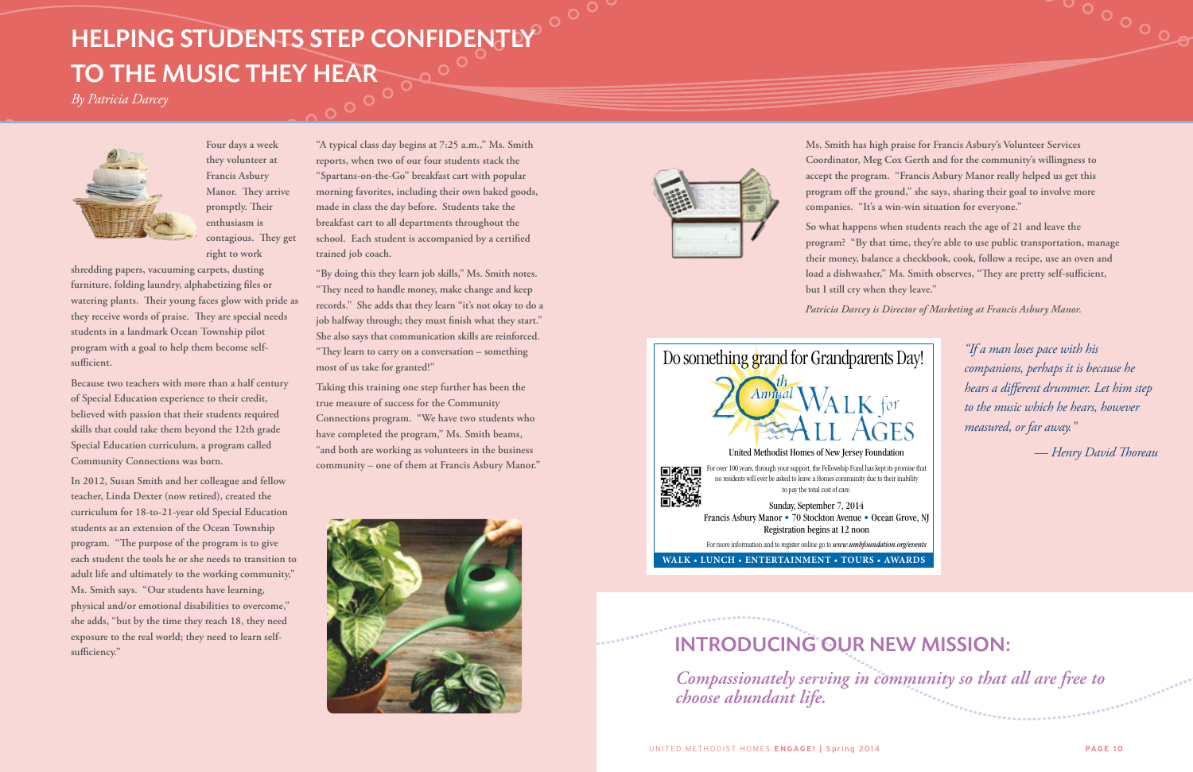# HELPING STUDENTS STEP CONFIDENTLY TO THE MUSIC THEY HEAR

*By Patricia Darcey*

Four days a week they volunteer at Francis Asbury Manor. They arrive promptly. Their enthusiasm is contagious. They get right to work shredding papers, vacuuming carpets, dusting furniture, folding laundry, alphabetizing files or watering plants. Their young faces glow with pride as they receive words of praise. They are special needs students in a landmark Ocean Township pilot program with a goal to help them become self-sufficient.

Because two teachers with more than a half century of Special Education experience to their credit, believed with passion that their students required skills that could take them beyond the 12th grade Special Education curriculum, a program called Community Connections was born.

In 2012, Susan Smith and her colleague and fellow teacher, Linda Dexter (now retired), created the curriculum for 18-to-21-year old Special Education students as an extension of the Ocean Township program. "The purpose of the program is to give each student the tools he or she needs to transition to adult life and ultimately to the working community," Ms. Smith says. "Our students have learning, physical and/or emotional disabilities to overcome," she adds, "but by the time they reach 18, they need exposure to the real world; they need to learn self-sufficiency."

"A typical class day begins at 7:25 a.m.," Ms. Smith reports, when two of our four students stack the "Spartans-on-the-Go" breakfast cart with popular morning favorites, including their own baked goods, made in class the day before. Students take the breakfast cart to all departments throughout the school. Each student is accompanied by a certified trained job coach.

"By doing this they learn job skills," Ms. Smith notes. "They need to handle money, make change and keep records." She adds that they learn "it's not okay to do a job halfway through; they must finish what they start." She also says that communication skills are reinforced. "They learn to carry on a conversation – something most of us take for granted!"

Taking this training one step further has been the true measure of success for the Community Connections program. "We have two students who have completed the program," Ms. Smith beams, "and both are working as volunteers in the business community – one of them at Francis Asbury Manor."

Ms. Smith has high praise for Francis Asbury's Volunteer Services Coordinator, Meg Cox Gerth and for the community's willingness to accept the program. "Francis Asbury Manor really helped us get this program off the ground," she says, sharing their goal to involve more companies. "It's a win-win situation for everyone."

So what happens when students reach the age of 21 and leave the program? "By that time, they're able to use public transportation, manage their money, balance a checkbook, cook, follow a recipe, use an oven and load a dishwasher," Ms. Smith observes, "They are pretty self-sufficient, but I still cry when they leave."

*Patricia Darcey is Director of Marketing at Francis Asbury Manor.*

Do something grand for Grandparents Day!

20th Annual Walk for All Ages

United Methodist Homes of New Jersey Foundation

For over 100 years, through your support, the Fellowship Fund has kept its promise that no residents will ever be asked to leave a Homes community due to their inability to pay the total cost of care.

Sunday, September 7, 2014
Francis Asbury Manor • 70 Stockton Avenue • Ocean Grove, NJ
Registration begins at 12 noon

For more information and to register online go to *www.umhfoundation.org/events*

WALK • LUNCH • ENTERTAINMENT • TOURS • AWARDS

*"If a man loses pace with his companions, perhaps it is because he hears a different drummer. Let him step to the music which he hears, however measured, or far away."*

*— Henry David Thoreau*

## INTRODUCING OUR NEW MISSION:

*Compassionately serving in community so that all are free to choose abundant life.*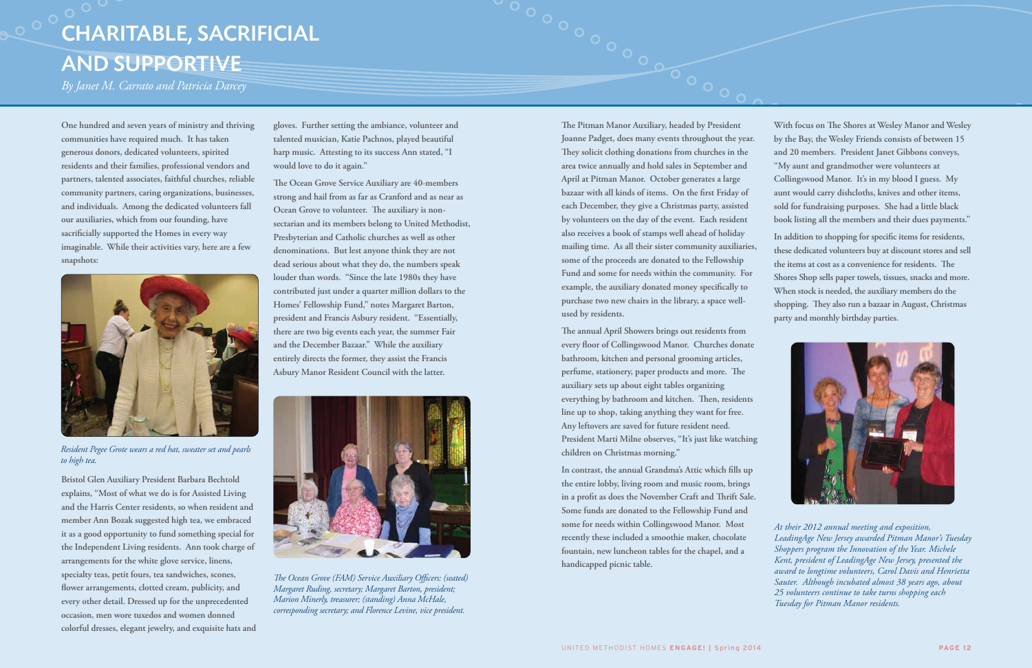# CHARITABLE, SACRIFICIAL AND SUPPORTIVE

*By Janet M. Carrato and Patricia Darcey*

One hundred and seven years of ministry and thriving communities have required much. It has taken generous donors, dedicated volunteers, spirited residents and their families, professional vendors and partners, talented associates, faithful churches, reliable community partners, caring organizations, businesses, and individuals. Among the dedicated volunteers fall our auxiliaries, which from our founding, have sacrificially supported the Homes in every way imaginable. While their activities vary, here are a few snapshots:

*Resident Pegee Grote wears a red hat, sweater set and pearls to high tea.*

Bristol Glen Auxiliary President Barbara Bechtold explains, "Most of what we do is for Assisted Living and the Harris Center residents, so when resident and member Ann Bozak suggested high tea, we embraced it as a good opportunity to fund something special for the Independent Living residents. Ann took charge of arrangements for the white glove service, linens, specialty teas, petit fours, tea sandwiches, scones, flower arrangements, clotted cream, publicity, and every other detail. Dressed up for the unprecedented occasion, men wore tuxedos and women donned colorful dresses, elegant jewelry, and exquisite hats and gloves. Further setting the ambiance, volunteer and talented musician, Katie Pachnos, played beautiful harp music. Attesting to its success Ann stated, "I would love to do it again."

The Ocean Grove Service Auxiliary are 40-members strong and hail from as far as Cranford and as near as Ocean Grove to volunteer. The auxiliary is non-sectarian and its members belong to United Methodist, Presbyterian and Catholic churches as well as other denominations. But lest anyone think they are not dead serious about what they do, the numbers speak louder than words. "Since the late 1980s they have contributed just under a quarter million dollars to the Homes' Fellowship Fund," notes Margaret Barton, president and Francis Asbury resident. "Essentially, there are two big events each year, the summer Fair and the December Bazaar." While the auxiliary entirely directs the former, they assist the Francis Asbury Manor Resident Council with the latter.

*The Ocean Grove (FAM) Service Auxiliary Officers: (seated) Margaret Ruding, secretary; Margaret Barton, president; Marion Minerly, treasurer; (standing) Anna McHale, corresponding secretary; and Florence Levine, vice president.*

The Pitman Manor Auxiliary, headed by President Joanne Padget, does many events throughout the year. They solicit clothing donations from churches in the area twice annually and hold sales in September and April at Pitman Manor. October generates a large bazaar with all kinds of items. On the first Friday of each December, they give a Christmas party, assisted by volunteers on the day of the event. Each resident also receives a book of stamps well ahead of holiday mailing time. As all their sister community auxiliaries, some of the proceeds are donated to the Fellowship Fund and some for needs within the community. For example, the auxiliary donated money specifically to purchase two new chairs in the library, a space well-used by residents.

The annual April Showers brings out residents from every floor of Collingswood Manor. Churches donate bathroom, kitchen and personal grooming articles, perfume, stationery, paper products and more. The auxiliary sets up about eight tables organizing everything by bathroom and kitchen. Then, residents line up to shop, taking anything they want for free. Any leftovers are saved for future resident need. President Marti Milne observes, "It's just like watching children on Christmas morning."

In contrast, the annual Grandma's Attic which fills up the entire lobby, living room and music room, brings in a profit as does the November Craft and Thrift Sale. Some funds are donated to the Fellowship Fund and some for needs within Collingswood Manor. Most recently these included a smoothie maker, chocolate fountain, new luncheon tables for the chapel, and a handicapped picnic table.

With focus on The Shores at Wesley Manor and Wesley by the Bay, the Wesley Friends consists of between 15 and 20 members. President Janet Gibbons conveys, "My aunt and grandmother were volunteers at Collingswood Manor. It's in my blood I guess. My aunt would carry dishcloths, knives and other items, sold for fundraising purposes. She had a little black book listing all the members and their dues payments."

In addition to shopping for specific items for residents, these dedicated volunteers buy at discount stores and sell the items at cost as a convenience for residents. The Shores Shop sells paper towels, tissues, snacks and more. When stock is needed, the auxiliary members do the shopping. They also run a bazaar in August, Christmas party and monthly birthday parties.

*At their 2012 annual meeting and exposition, LeadingAge New Jersey awarded Pitman Manor's Tuesday Shoppers program the Innovation of the Year. Michele Kent, president of LeadingAge New Jersey, presented the award to longtime volunteers, Carol Davis and Henrietta Sauter. Although incubated almost 38 years ago, about 25 volunteers continue to take turns shopping each Tuesday for Pitman Manor residents.*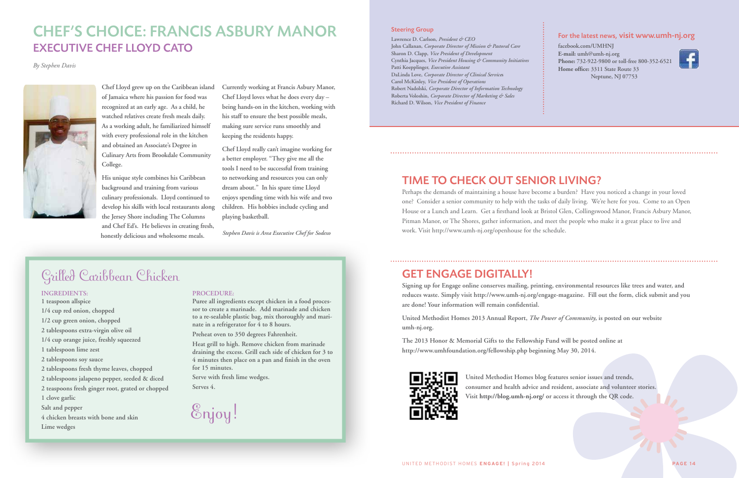# CHEF'S CHOICE: FRANCIS ASBURY MANOR

## EXECUTIVE CHEF LLOYD CATO

*By Stephen Davis*

Chef Lloyd grew up on the Caribbean island of Jamaica where his passion for food was recognized at an early age. As a child, he watched relatives create fresh meals daily. As a working adult, he familiarized himself with every professional role in the kitchen and obtained an Associate's Degree in Culinary Arts from Brookdale Community College.

His unique style combines his Caribbean background and training from various culinary professionals. Lloyd continued to develop his skills with local restaurants along the Jersey Shore including The Columns and Chef Ed's. He believes in creating fresh, honestly delicious and wholesome meals.

Currently working at Francis Asbury Manor, Chef Lloyd loves what he does every day – being hands-on in the kitchen, working with his staff to ensure the best possible meals, making sure service runs smoothly and keeping the residents happy.

Chef Lloyd really can't imagine working for a better employer. "They give me all the tools I need to be successful from training to networking and resources you can only dream about." In his spare time Lloyd enjoys spending time with his wife and two children. His hobbies include cycling and playing basketball.

*Stephen Davis is Area Executive Chef for Sodexo*

## Grilled Caribbean Chicken

**INGREDIENTS:**

1 teaspoon allspice
1/4 cup red onion, chopped
1/2 cup green onion, chopped
2 tablespoons extra-virgin olive oil
1/4 cup orange juice, freshly squeezed
1 tablespoon lime zest
2 tablespoons soy sauce
2 tablespoons fresh thyme leaves, chopped
2 tablespoons jalapeno pepper, seeded & diced
2 teaspoons fresh ginger root, grated or chopped
1 clove garlic
Salt and pepper
4 chicken breasts with bone and skin
Lime wedges

**PROCEDURE:**

Puree all ingredients except chicken in a food processor to create a marinade. Add marinade and chicken to a re-sealable plastic bag, mix thoroughly and marinate in a refrigerator for 4 to 8 hours.

Preheat oven to 350 degrees Fahrenheit.

Heat grill to high. Remove chicken from marinade draining the excess. Grill each side of chicken for 3 to 4 minutes then place on a pan and finish in the oven for 15 minutes.

Serve with fresh lime wedges.

Serves 4.

Enjoy!

**Steering Group**

Lawrence D. Carlson, *President & CEO*
John Callanan, *Corporate Director of Mission & Pastoral Care*
Sharon D. Clapp, *Vice President of Development*
Cynthia Jacques, *Vice President Housing & Community Initiatives*
Patti Koepplinger, *Executive Assistant*
DaLinda Love, *Corporate Director of Clinical Services*
Carol McKinley, *Vice President of Operations*
Robert Nadolski, *Corporate Director of Information Technology*
Roberta Voloshin, *Corporate Director of Marketing & Sales*
Richard D. Wilson, *Vice President of Finance*

For the latest news, visit www.umh-nj.org

facebook.com/UMHNJ
**E-mail:** umh@umh-nj.org
**Phone:** 732-922-9800 or toll-free 800-352-6521
**Home office:** 3311 State Route 33
Neptune, NJ 07753

## TIME TO CHECK OUT SENIOR LIVING?

Perhaps the demands of maintaining a house have become a burden? Have you noticed a change in your loved one? Consider a senior community to help with the tasks of daily living. We're here for you. Come to an Open House or a Lunch and Learn. Get a firsthand look at Bristol Glen, Collingswood Manor, Francis Asbury Manor, Pitman Manor, or The Shores, gather information, and meet the people who make it a great place to live and work. Visit http://www.umh-nj.org/openhouse for the schedule.

## GET ENGAGE DIGITALLY!

Signing up for Engage online conserves mailing, printing, environmental resources like trees and water, and reduces waste. Simply visit http://www.umh-nj.org/engage-magazine. Fill out the form, click submit and you are done! Your information will remain confidential.

United Methodist Homes 2013 Annual Report, *The Power of Community,* is posted on our website umh-nj.org.

The 2013 Honor & Memorial Gifts to the Fellowship Fund will be posted online at http://www.umhfoundation.org/fellowship.php beginning May 30, 2014.

United Methodist Homes blog features senior issues and trends, consumer and health advice and resident, associate and volunteer stories. Visit **http://blog.umh-nj.org/** or access it through the QR code.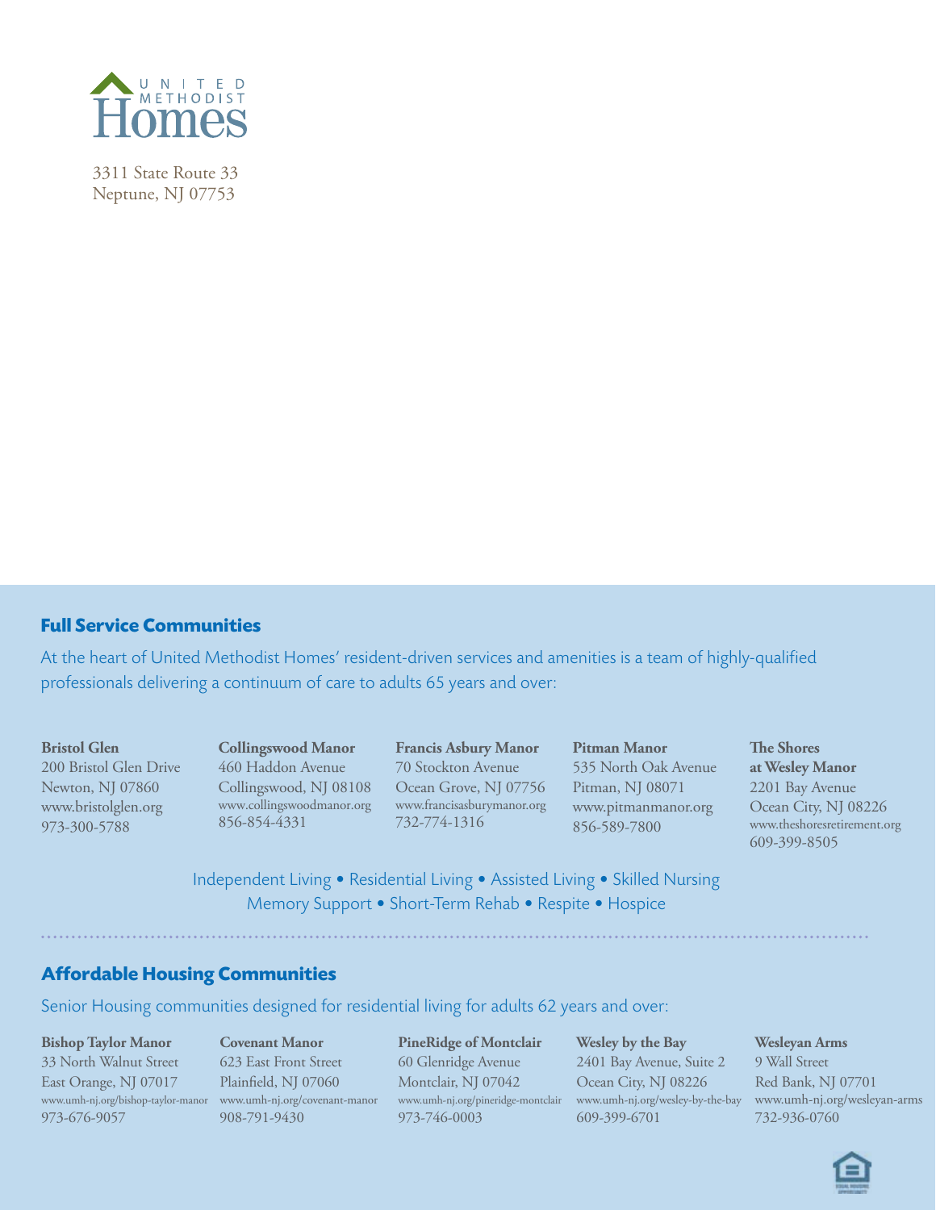United Methodist Homes

3311 State Route 33
Neptune, NJ 07753

## Full Service Communities

At the heart of United Methodist Homes' resident-driven services and amenities is a team of highly-qualified professionals delivering a continuum of care to adults 65 years and over:

**Bristol Glen**
200 Bristol Glen Drive
Newton, NJ 07860
www.bristolglen.org
973-300-5788

**Collingswood Manor**
460 Haddon Avenue
Collingswood, NJ 08108
www.collingswoodmanor.org
856-854-4331

**Francis Asbury Manor**
70 Stockton Avenue
Ocean Grove, NJ 07756
www.francisasburymanor.org
732-774-1316

**Pitman Manor**
535 North Oak Avenue
Pitman, NJ 08071
www.pitmanmanor.org
856-589-7800

**The Shores at Wesley Manor**
2201 Bay Avenue
Ocean City, NJ 08226
www.theshoresretirement.org
609-399-8505

Independent Living • Residential Living • Assisted Living • Skilled Nursing
Memory Support • Short-Term Rehab • Respite • Hospice

## Affordable Housing Communities

Senior Housing communities designed for residential living for adults 62 years and over:

**Bishop Taylor Manor**
33 North Walnut Street
East Orange, NJ 07017
www.umh-nj.org/bishop-taylor-manor
973-676-9057

**Covenant Manor**
623 East Front Street
Plainfield, NJ 07060
www.umh-nj.org/covenant-manor
908-791-9430

**PineRidge of Montclair**
60 Glenridge Avenue
Montclair, NJ 07042
www.umh-nj.org/pineridge-montclair
973-746-0003

**Wesley by the Bay**
2401 Bay Avenue, Suite 2
Ocean City, NJ 08226
www.umh-nj.org/wesley-by-the-bay
609-399-6701

**Wesleyan Arms**
9 Wall Street
Red Bank, NJ 07701
www.umh-nj.org/wesleyan-arms
732-936-0760